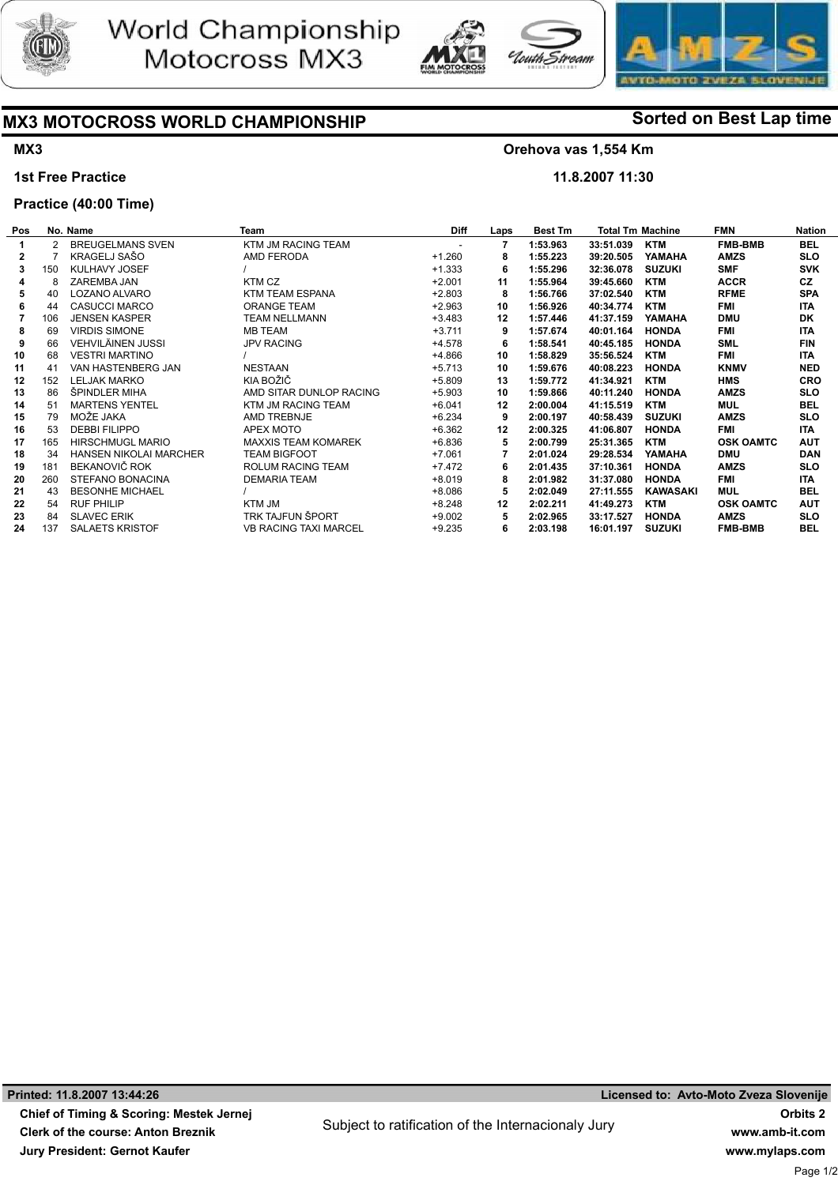# World Championship Motocross MX3

## MX3 MOTOCROSS WORLD CHAMPIONSHIP

**Sorted on Best Lap time**

**MX3** — **Orehova vas 1,554 Km**

**1st Free Practice** — **11.8.2007 11:30**

**Practice (40:00 Time)**

| Pos | No. | Name | Team | Diff | Laps | Best Tm | Total Tm | Machine | FMN | Nation |
|---|---|---|---|---|---|---|---|---|---|---|
| 1 | 2 | BREUGELMANS SVEN | KTM JM RACING TEAM | - | 7 | 1:53.963 | 33:51.039 | KTM | FMB-BMB | BEL |
| 2 | 7 | KRAGELJ SAŠO | AMD FERODA | +1.260 | 8 | 1:55.223 | 39:20.505 | YAMAHA | AMZS | SLO |
| 3 | 150 | KULHAVY JOSEF | / | +1.333 | 6 | 1:55.296 | 32:36.078 | SUZUKI | SMF | SVK |
| 4 | 8 | ZAREMBA JAN | KTM CZ | +2.001 | 11 | 1:55.964 | 39:45.660 | KTM | ACCR | CZ |
| 5 | 40 | LOZANO ALVARO | KTM TEAM ESPANA | +2.803 | 8 | 1:56.766 | 37:02.540 | KTM | RFME | SPA |
| 6 | 44 | CASUCCI MARCO | ORANGE TEAM | +2.963 | 10 | 1:56.926 | 40:34.774 | KTM | FMI | ITA |
| 7 | 106 | JENSEN KASPER | TEAM NELLMANN | +3.483 | 12 | 1:57.446 | 41:37.159 | YAMAHA | DMU | DK |
| 8 | 69 | VIRDIS SIMONE | MB TEAM | +3.711 | 9 | 1:57.674 | 40:01.164 | HONDA | FMI | ITA |
| 9 | 66 | VEHVILÄINEN JUSSI | JPV RACING | +4.578 | 6 | 1:58.541 | 40:45.185 | HONDA | SML | FIN |
| 10 | 68 | VESTRI MARTINO | / | +4.866 | 10 | 1:58.829 | 35:56.524 | KTM | FMI | ITA |
| 11 | 41 | VAN HASTENBERG JAN | NESTAAN | +5.713 | 10 | 1:59.676 | 40:08.223 | HONDA | KNMV | NED |
| 12 | 152 | LELJAK MARKO | KIA BOŽIČ | +5.809 | 13 | 1:59.772 | 41:34.921 | KTM | HMS | CRO |
| 13 | 86 | ŠPINDLER MIHA | AMD SITAR DUNLOP RACING | +5.903 | 10 | 1:59.866 | 40:11.240 | HONDA | AMZS | SLO |
| 14 | 51 | MARTENS YENTEL | KTM JM RACING TEAM | +6.041 | 12 | 2:00.004 | 41:15.519 | KTM | MUL | BEL |
| 15 | 79 | MOŽE JAKA | AMD TREBNJE | +6.234 | 9 | 2:00.197 | 40:58.439 | SUZUKI | AMZS | SLO |
| 16 | 53 | DEBBI FILIPPO | APEX MOTO | +6.362 | 12 | 2:00.325 | 41:06.807 | HONDA | FMI | ITA |
| 17 | 165 | HIRSCHMUGL MARIO | MAXXIS TEAM KOMAREK | +6.836 | 5 | 2:00.799 | 25:31.365 | KTM | OSK OAMTC | AUT |
| 18 | 34 | HANSEN NIKOLAI MARCHER | TEAM BIGFOOT | +7.061 | 7 | 2:01.024 | 29:28.534 | YAMAHA | DMU | DAN |
| 19 | 181 | BEKANOVIČ ROK | ROLUM RACING TEAM | +7.472 | 6 | 2:01.435 | 37:10.361 | HONDA | AMZS | SLO |
| 20 | 260 | STEFANO BONACINA | DEMARIA TEAM | +8.019 | 8 | 2:01.982 | 31:37.080 | HONDA | FMI | ITA |
| 21 | 43 | BESONHE MICHAEL | / | +8.086 | 5 | 2:02.049 | 27:11.555 | KAWASAKI | MUL | BEL |
| 22 | 54 | RUF PHILIP | KTM JM | +8.248 | 12 | 2:02.211 | 41:49.273 | KTM | OSK OAMTC | AUT |
| 23 | 84 | SLAVEC ERIK | TRK TAJFUN ŠPORT | +9.002 | 5 | 2:02.965 | 33:17.527 | HONDA | AMZS | SLO |
| 24 | 137 | SALAETS KRISTOF | VB RACING TAXI MARCEL | +9.235 | 6 | 2:03.198 | 16:01.197 | SUZUKI | FMB-BMB | BEL |

**Printed: 11.8.2007 13:44:26** — **Licensed to: Avto-Moto Zveza Slovenije**

**Chief of Timing & Scoring: Mestek Jernej**
**Clerk of the course: Anton Breznik**
**Jury President: Gernot Kaufer**

Subject to ratification of the Internacionaly Jury

**Orbits 2**
**www.amb-it.com**
**www.mylaps.com**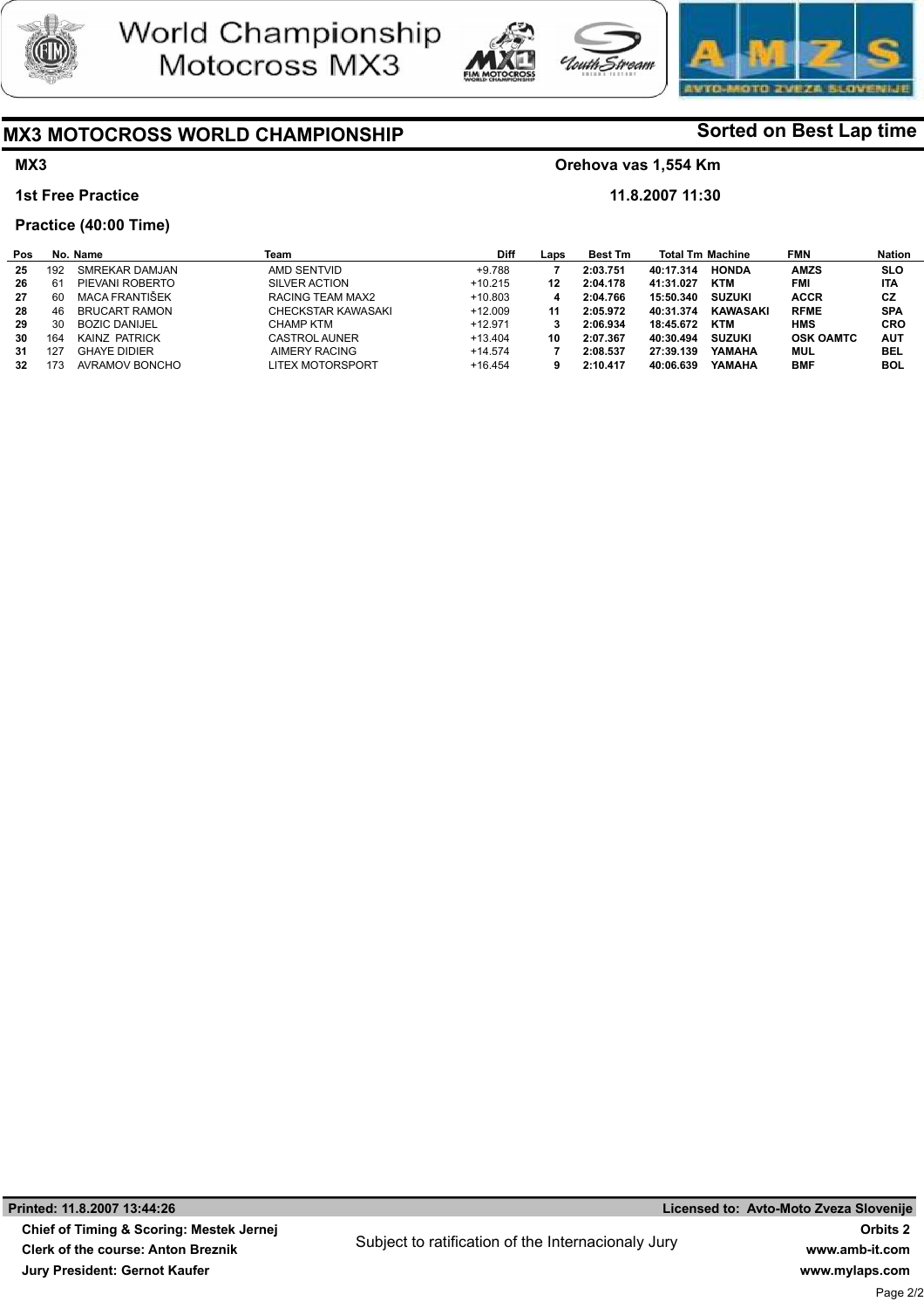# MX3 MOTOCROSS WORLD CHAMPIONSHIP

**Sorted on Best Lap time**

**MX3** — **Orehova vas 1,554 Km**

**1st Free Practice** — **11.8.2007 11:30**

**Practice (40:00 Time)**

| Pos | No. | Name | Team | Diff | Laps | Best Tm | Total Tm | Machine | FMN | Nation |
|---|---|---|---|---|---|---|---|---|---|---|
| 25 | 192 | SMREKAR DAMJAN | AMD SENTVID | +9.788 | 7 | 2:03.751 | 40:17.314 | HONDA | AMZS | SLO |
| 26 | 61 | PIEVANI ROBERTO | SILVER ACTION | +10.215 | 12 | 2:04.178 | 41:31.027 | KTM | FMI | ITA |
| 27 | 60 | MACA FRANTIŠEK | RACING TEAM MAX2 | +10.803 | 4 | 2:04.766 | 15:50.340 | SUZUKI | ACCR | CZ |
| 28 | 46 | BRUCART RAMON | CHECKSTAR KAWASAKI | +12.009 | 11 | 2:05.972 | 40:31.374 | KAWASAKI | RFME | SPA |
| 29 | 30 | BOZIC DANIJEL | CHAMP KTM | +12.971 | 3 | 2:06.934 | 18:45.672 | KTM | HMS | CRO |
| 30 | 164 | KAINZ PATRICK | CASTROL AUNER | +13.404 | 10 | 2:07.367 | 40:30.494 | SUZUKI | OSK OAMTC | AUT |
| 31 | 127 | GHAYE DIDIER | AIMERY RACING | +14.574 | 7 | 2:08.537 | 27:39.139 | YAMAHA | MUL | BEL |
| 32 | 173 | AVRAMOV BONCHO | LITEX MOTORSPORT | +16.454 | 9 | 2:10.417 | 40:06.639 | YAMAHA | BMF | BOL |

**Printed: 11.8.2007 13:44:26** — **Licensed to: Avto-Moto Zveza Slovenije**

**Chief of Timing & Scoring: Mestek Jernej**
**Clerk of the course: Anton Breznik**
**Jury President: Gernot Kaufer**

Subject to ratification of the Internacionaly Jury

**Orbits 2**
**www.amb-it.com**
**www.mylaps.com**